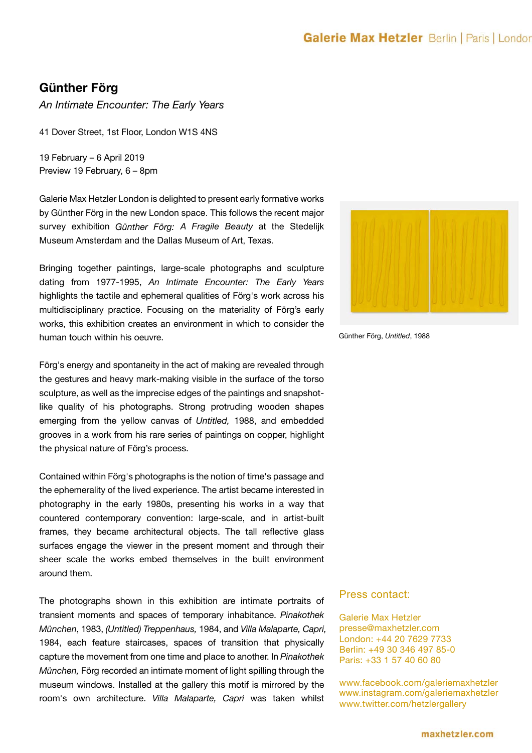# Günther Förg

*An Intimate Encounter: The Early Years*

41 Dover Street, 1st Floor, London W1S 4NS

19 February – 6 April 2019
Preview 19 February, 6 – 8pm

Galerie Max Hetzler London is delighted to present early formative works by Günther Förg in the new London space. This follows the recent major survey exhibition *Günther Förg: A Fragile Beauty* at the Stedelijk Museum Amsterdam and the Dallas Museum of Art, Texas.

Bringing together paintings, large-scale photographs and sculpture dating from 1977-1995, *An Intimate Encounter: The Early Years* highlights the tactile and ephemeral qualities of Förg's work across his multidisciplinary practice. Focusing on the materiality of Förg's early works, this exhibition creates an environment in which to consider the human touch within his oeuvre.

Förg's energy and spontaneity in the act of making are revealed through the gestures and heavy mark-making visible in the surface of the torso sculpture, as well as the imprecise edges of the paintings and snapshot-like quality of his photographs. Strong protruding wooden shapes emerging from the yellow canvas of *Untitled,* 1988, and embedded grooves in a work from his rare series of paintings on copper, highlight the physical nature of Förg's process.

Contained within Förg's photographs is the notion of time's passage and the ephemerality of the lived experience. The artist became interested in photography in the early 1980s, presenting his works in a way that countered contemporary convention: large-scale, and in artist-built frames, they became architectural objects. The tall reflective glass surfaces engage the viewer in the present moment and through their sheer scale the works embed themselves in the built environment around them.

The photographs shown in this exhibition are intimate portraits of transient moments and spaces of temporary inhabitance. *Pinakothek München*, 1983, *(Untitled) Treppenhaus,* 1984, and *Villa Malaparte, Capri,* 1984, each feature staircases, spaces of transition that physically capture the movement from one time and place to another. In *Pinakothek München,* Förg recorded an intimate moment of light spilling through the museum windows. Installed at the gallery this motif is mirrored by the room's own architecture. *Villa Malaparte, Capri* was taken whilst

Günther Förg, *Untitled*, 1988

Press contact:

Galerie Max Hetzler
presse@maxhetzler.com
London: +44 20 7629 7733
Berlin: +49 30 346 497 85-0
Paris: +33 1 57 40 60 80

www.facebook.com/galeriemaxhetzler
www.instagram.com/galeriemaxhetzler
www.twitter.com/hetzlergallery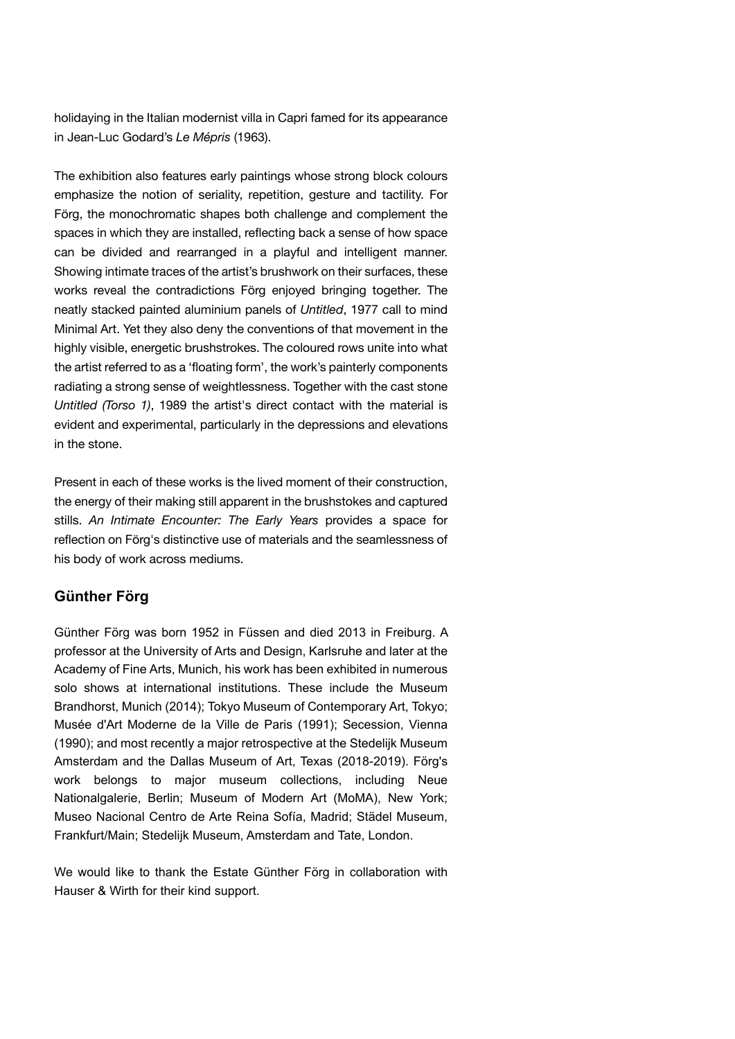holidaying in the Italian modernist villa in Capri famed for its appearance in Jean-Luc Godard's *Le Mépris* (1963).

The exhibition also features early paintings whose strong block colours emphasize the notion of seriality, repetition, gesture and tactility. For Förg, the monochromatic shapes both challenge and complement the spaces in which they are installed, reflecting back a sense of how space can be divided and rearranged in a playful and intelligent manner. Showing intimate traces of the artist's brushwork on their surfaces, these works reveal the contradictions Förg enjoyed bringing together. The neatly stacked painted aluminium panels of *Untitled*, 1977 call to mind Minimal Art. Yet they also deny the conventions of that movement in the highly visible, energetic brushstrokes. The coloured rows unite into what the artist referred to as a 'floating form', the work's painterly components radiating a strong sense of weightlessness. Together with the cast stone *Untitled (Torso 1)*, 1989 the artist's direct contact with the material is evident and experimental, particularly in the depressions and elevations in the stone.

Present in each of these works is the lived moment of their construction, the energy of their making still apparent in the brushstokes and captured stills. *An Intimate Encounter: The Early Years* provides a space for reflection on Förg's distinctive use of materials and the seamlessness of his body of work across mediums.

## Günther Förg

Günther Förg was born 1952 in Füssen and died 2013 in Freiburg. A professor at the University of Arts and Design, Karlsruhe and later at the Academy of Fine Arts, Munich, his work has been exhibited in numerous solo shows at international institutions. These include the Museum Brandhorst, Munich (2014); Tokyo Museum of Contemporary Art, Tokyo; Musée d'Art Moderne de la Ville de Paris (1991); Secession, Vienna (1990); and most recently a major retrospective at the Stedelijk Museum Amsterdam and the Dallas Museum of Art, Texas (2018-2019). Förg's work belongs to major museum collections, including Neue Nationalgalerie, Berlin; Museum of Modern Art (MoMA), New York; Museo Nacional Centro de Arte Reina Sofía, Madrid; Städel Museum, Frankfurt/Main; Stedelijk Museum, Amsterdam and Tate, London.

We would like to thank the Estate Günther Förg in collaboration with Hauser & Wirth for their kind support.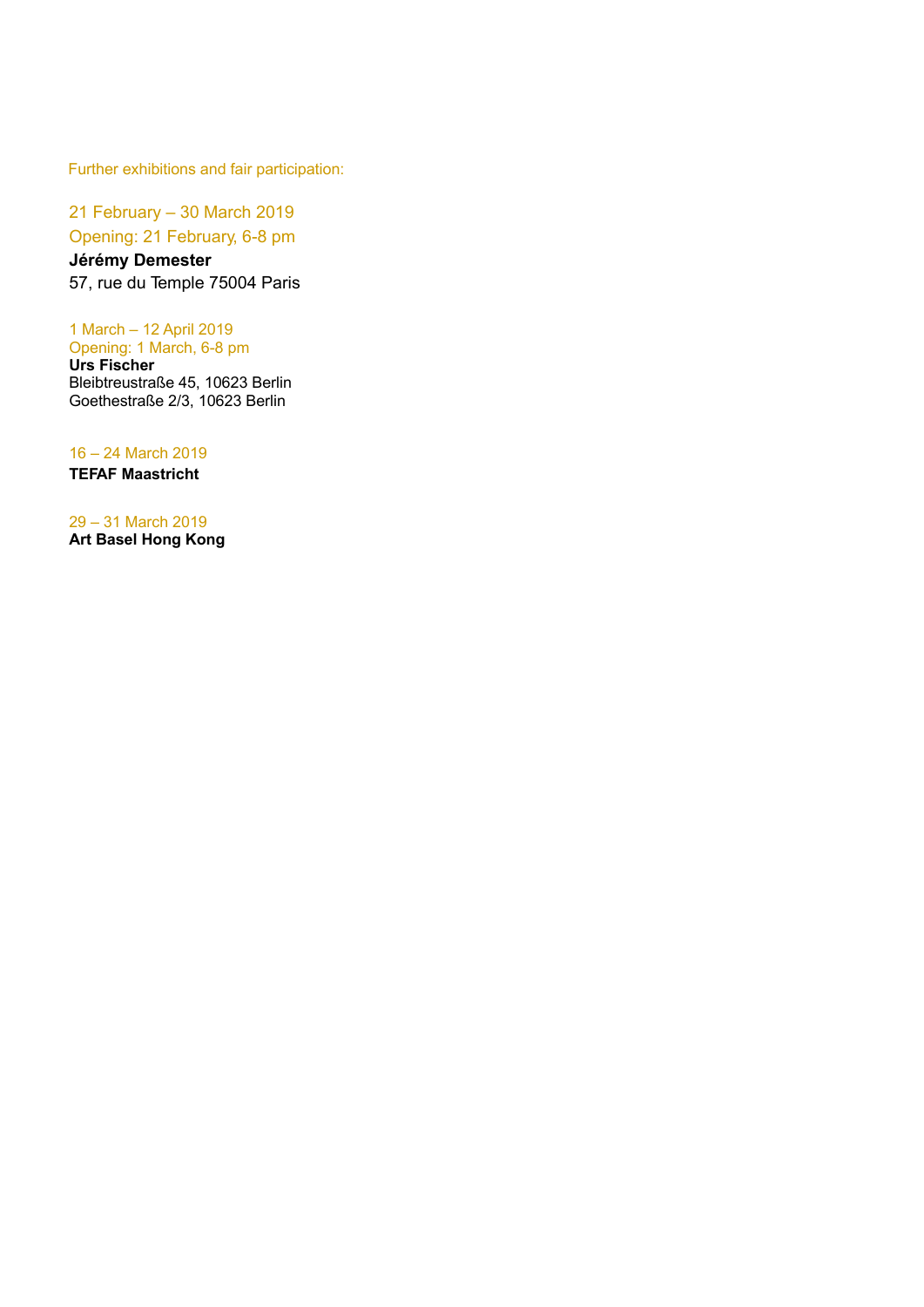Further exhibitions and fair participation:

21 February – 30 March 2019
Opening: 21 February, 6-8 pm
**Jérémy Demester**
57, rue du Temple 75004 Paris

1 March – 12 April 2019
Opening: 1 March, 6-8 pm
**Urs Fischer**
Bleibtreustraße 45, 10623 Berlin
Goethestraße 2/3, 10623 Berlin

16 – 24 March 2019
**TEFAF Maastricht**

29 – 31 March 2019
**Art Basel Hong Kong**